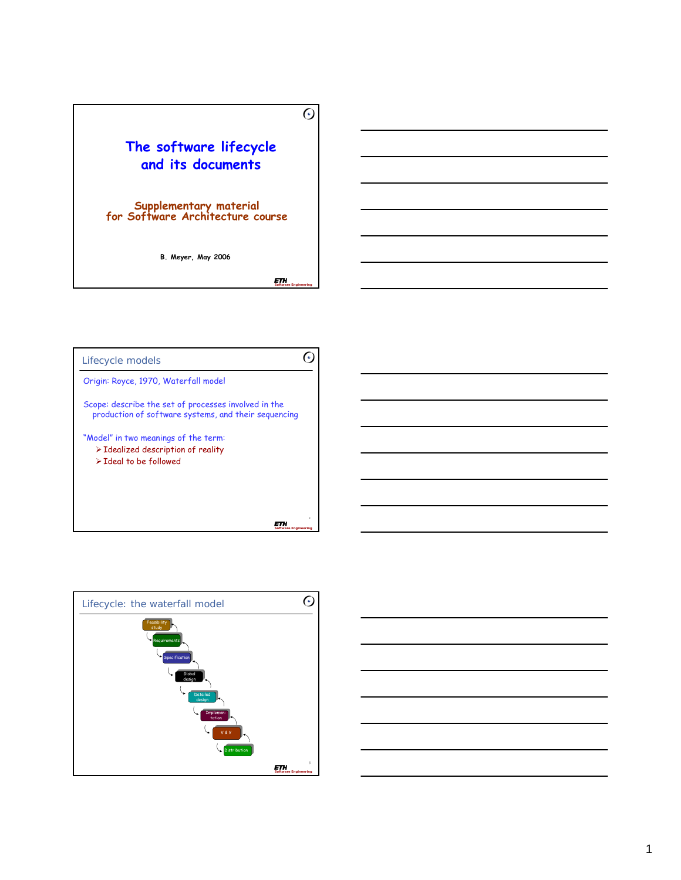# The software lifecycle and its documents

Supplementary material for Software Architecture course

B. Meyer, May 2006

## Lifecycle models

Origin: Royce, 1970, Waterfall model

Scope: describe the set of processes involved in the production of software systems, and their sequencing

"Model" in two meanings of the term:

- Idealized description of reality
- Ideal to be followed

## Lifecycle: the waterfall model

- Feasibility study
- Requirements
- Specification
- Global design
- Detailed design
- Implementation
- V & V
- Distribution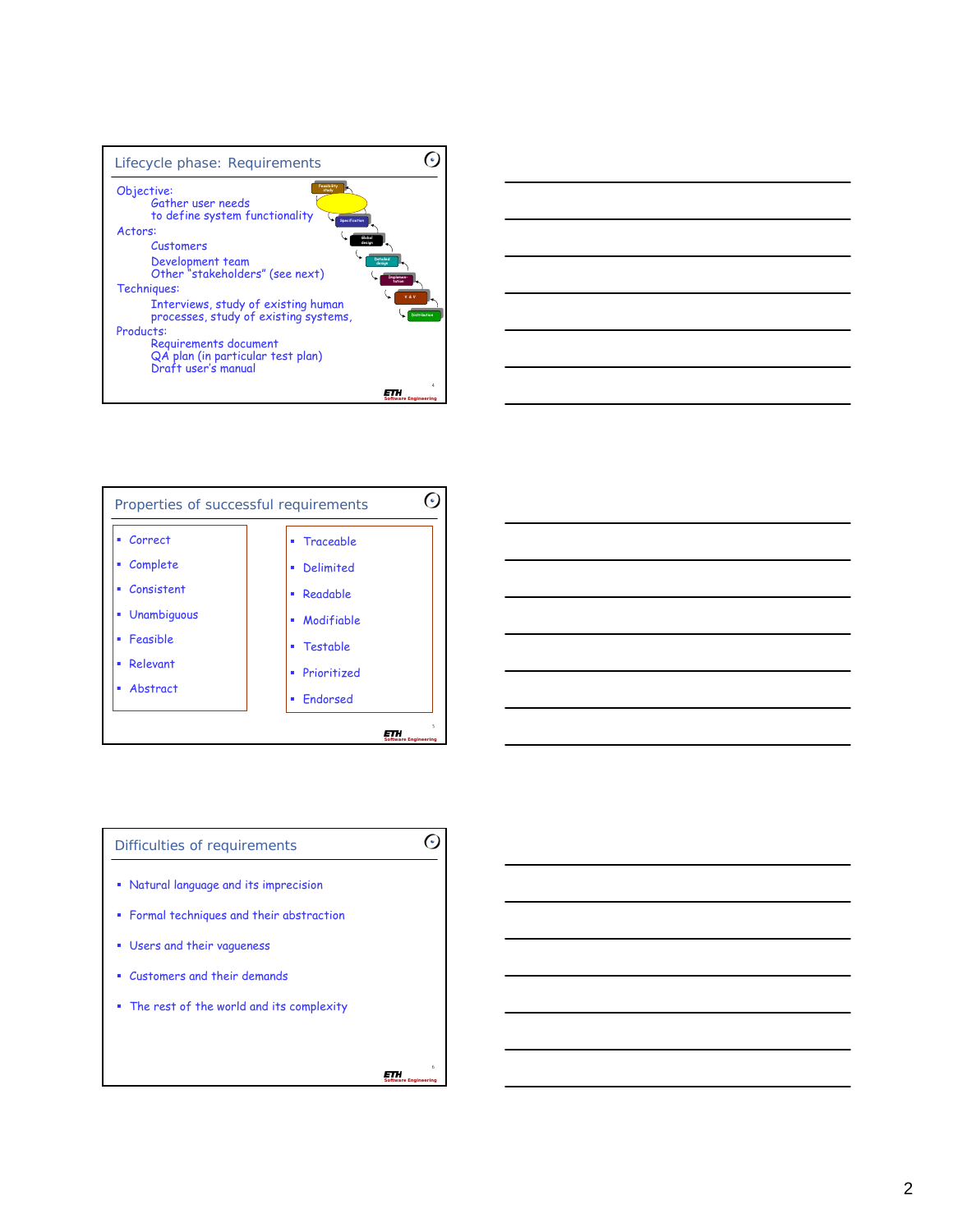## Lifecycle phase: Requirements

Objective:
- Gather user needs to define system functionality

Actors:
- Customers
- Development team
- Other "stakeholders" (see next)

Techniques:
- Interviews, study of existing human processes, study of existing systems,

Products:
- Requirements document
- QA plan (in particular test plan)
- Draft user's manual

## Properties of successful requirements

- Correct
- Complete
- Consistent
- Unambiguous
- Feasible
- Relevant
- Abstract

- Traceable
- Delimited
- Readable
- Modifiable
- Testable
- Prioritized
- Endorsed

## Difficulties of requirements

- Natural language and its imprecision
- Formal techniques and their abstraction
- Users and their vagueness
- Customers and their demands
- The rest of the world and its complexity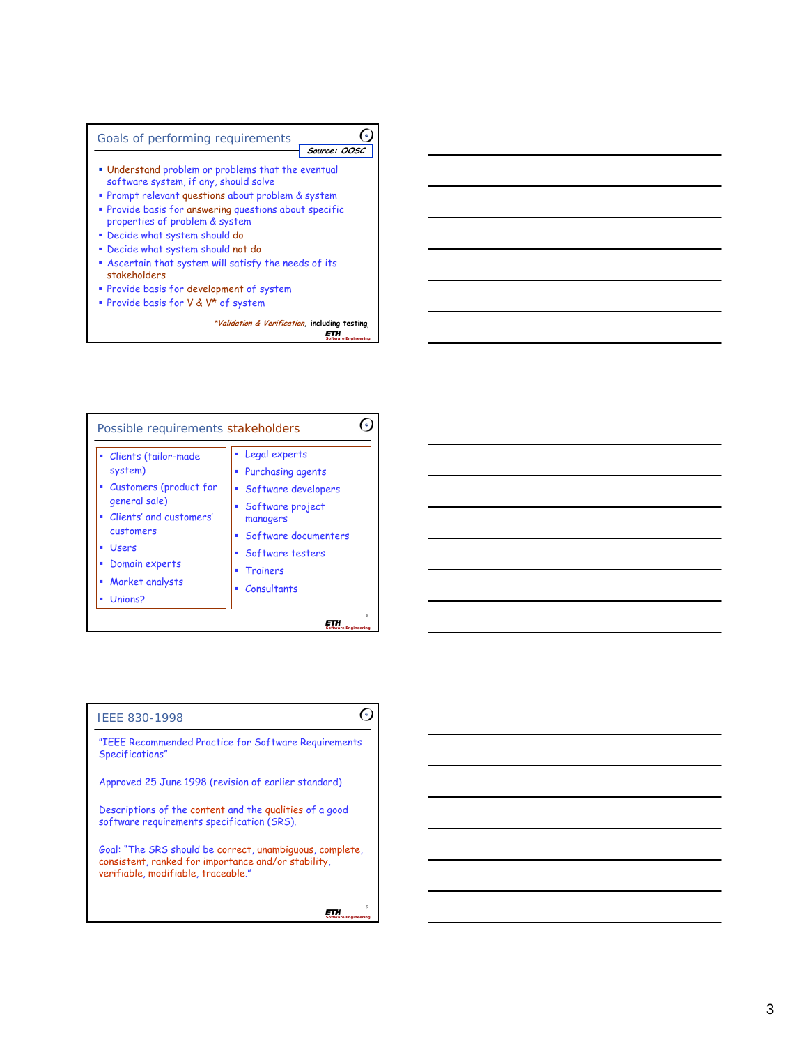## Goals of performing requirements

*Source: OOSC*

- Understand problem or problems that the eventual software system, if any, should solve
- Prompt relevant questions about problem & system
- Provide basis for answering questions about specific properties of problem & system
- Decide what system should do
- Decide what system should not do
- Ascertain that system will satisfy the needs of its stakeholders
- Provide basis for development of system
- Provide basis for V & V* of system

*\*Validation & Verification*, including testing

## Possible requirements stakeholders

- Clients (tailor-made system)
- Customers (product for general sale)
- Clients' and customers' customers
- Users
- Domain experts
- Market analysts
- Unions?
- Legal experts
- Purchasing agents
- Software developers
- Software project managers
- Software documenters
- Software testers
- Trainers
- Consultants

## IEEE 830-1998

"IEEE Recommended Practice for Software Requirements Specifications"

Approved 25 June 1998 (revision of earlier standard)

Descriptions of the content and the qualities of a good software requirements specification (SRS).

Goal: "The SRS should be correct, unambiguous, complete, consistent, ranked for importance and/or stability, verifiable, modifiable, traceable."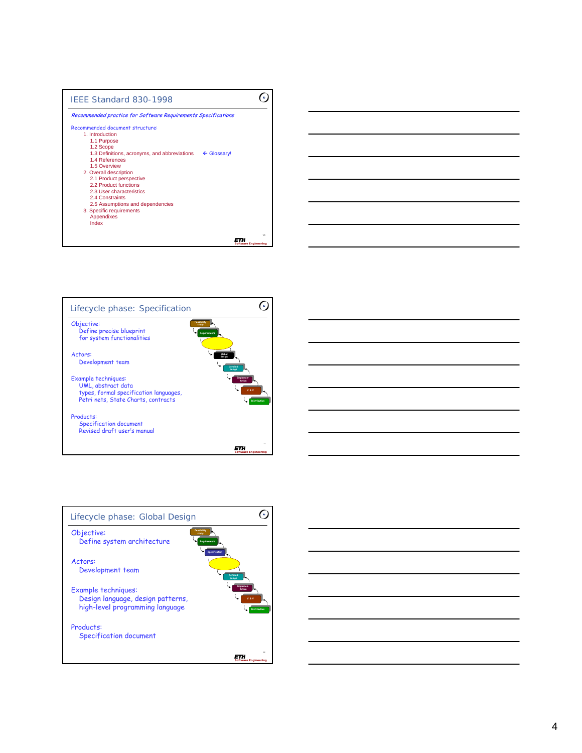## IEEE Standard 830-1998

*Recommended practice for Software Requirements Specifications*

Recommended document structure:

1. Introduction
   - 1.1 Purpose
   - 1.2 Scope
   - 1.3 Definitions, acronyms, and abbreviations ← Glossary!
   - 1.4 References
   - 1.5 Overview
2. Overall description
   - 2.1 Product perspective
   - 2.2 Product functions
   - 2.3 User characteristics
   - 2.4 Constraints
   - 2.5 Assumptions and dependencies
3. Specific requirements
   - Appendixes
   - Index

## Lifecycle phase: Specification

Objective:
Define precise blueprint for system functionalities

Actors:
Development team

Example techniques:
UML, abstract data types, formal specification languages, Petri nets, State Charts, contracts

Products:
Specification document
Revised draft user's manual

Feasibility study → Requirements → [Specification] → Global design → Detailed design → Implementation → V & V → Distribution

## Lifecycle phase: Global Design

Objective:
Define system architecture

Actors:
Development team

Example techniques:
Design language, design patterns, high-level programming language

Products:
Specification document

Feasibility study → Requirements → Specification → [Global design] → Detailed design → Implementation → V & V → Distribution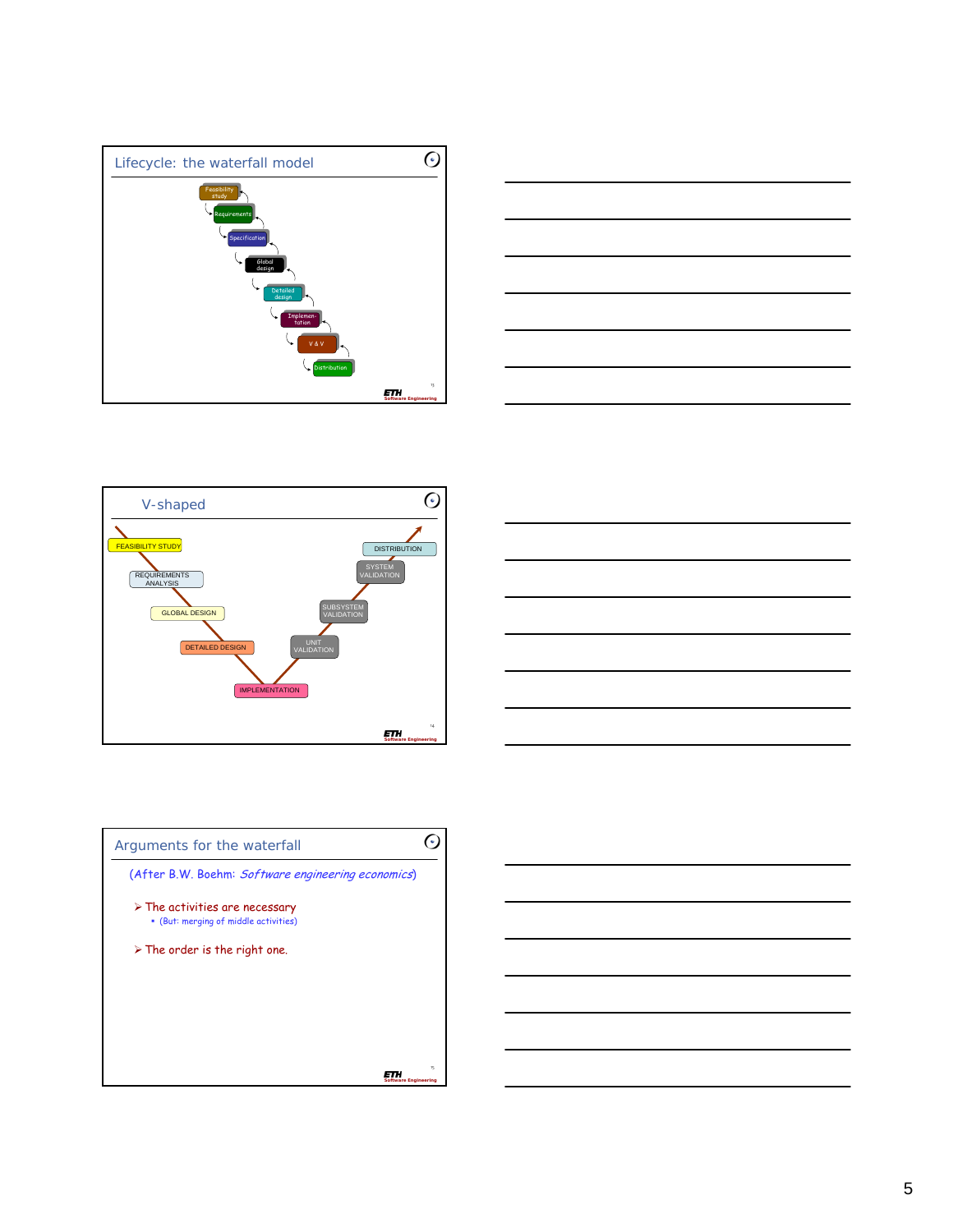## Lifecycle: the waterfall model

Feasibility study

Requirements

Specification

Global design

Detailed design

Implementation

V & V

Distribution

## V-shaped

FEASIBILITY STUDY

REQUIREMENTS ANALYSIS

GLOBAL DESIGN

DETAILED DESIGN

IMPLEMENTATION

UNIT VALIDATION

SUBSYSTEM VALIDATION

SYSTEM VALIDATION

DISTRIBUTION

## Arguments for the waterfall

(After B.W. Boehm: *Software engineering economics*)

- The activities are necessary
  - (But: merging of middle activities)
- The order is the right one.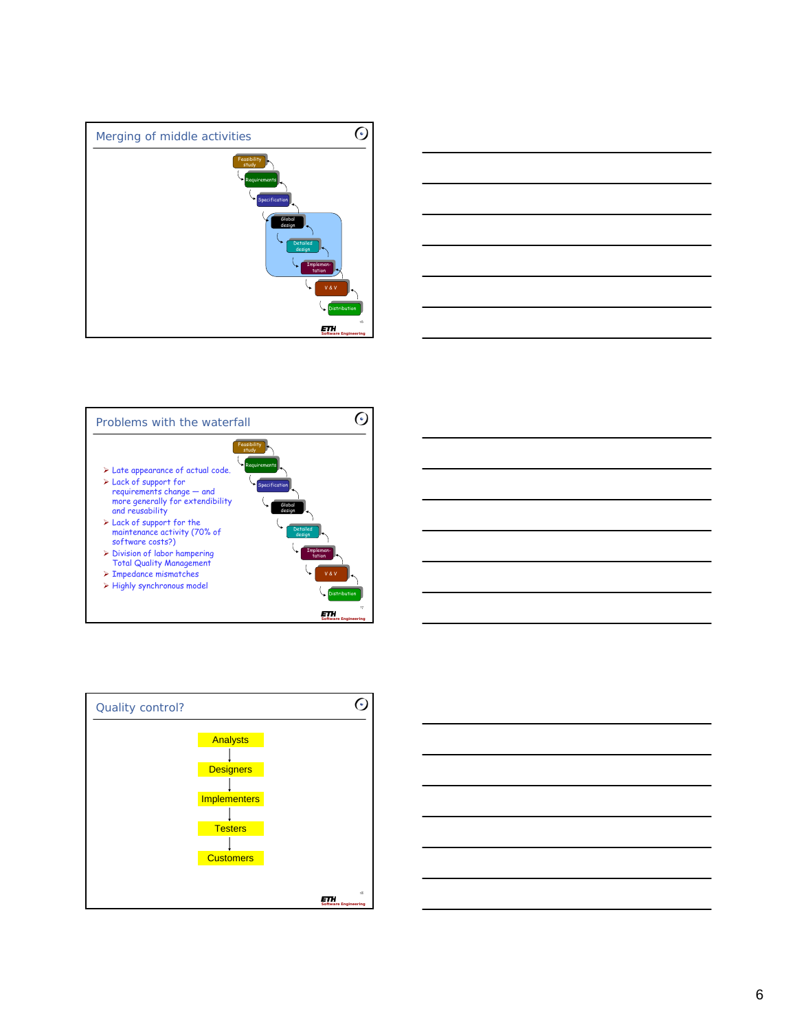## Merging of middle activities

Feasibility study → Requirements → Specification → Global design → Detailed design → Implementation → V & V → Distribution

## Problems with the waterfall

- Late appearance of actual code.
- Lack of support for requirements change — and more generally for extendibility and reusability
- Lack of support for the maintenance activity (70% of software costs?)
- Division of labor hampering Total Quality Management
- Impedance mismatches
- Highly synchronous model

Feasibility study → Requirements → Specification → Global design → Detailed design → Implementation → V & V → Distribution

## Quality control?

Analysts → Designers → Implementers → Testers → Customers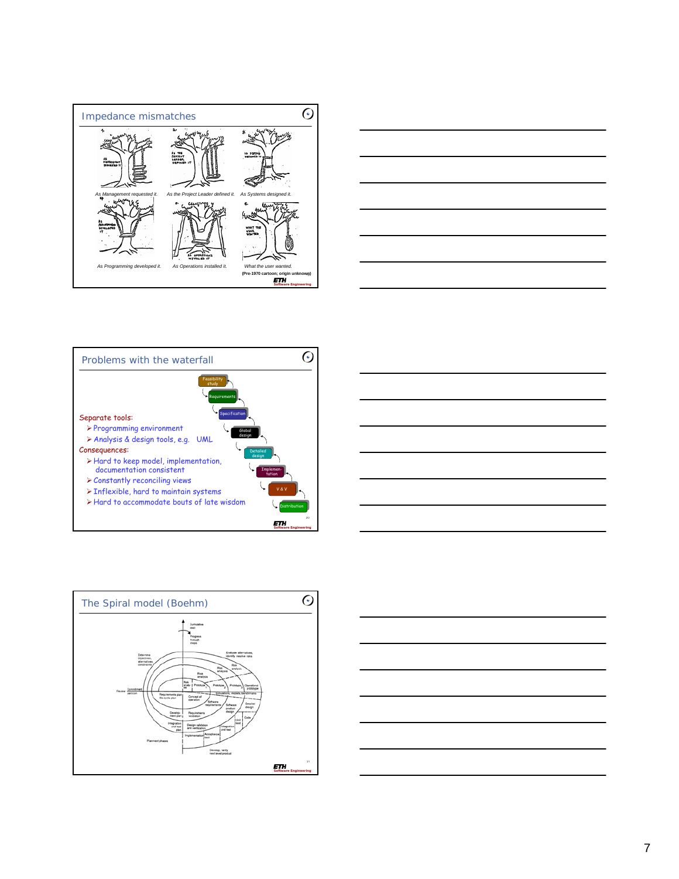## Impedance mismatches

As Management requested it. As the Project Leader defined it. As Systems designed it.

As Programming developed it. As Operations installed it. What the user wanted.

(Pre-1970 cartoon; origin unknown)

## Problems with the waterfall

Feasibility study → Requirements → Specification → Global design → Detailed design → Implementation → V & V → Distribution

Separate tools:

- Programming environment
- Analysis & design tools, e.g. UML

Consequences:

- Hard to keep model, implementation, documentation consistent
- Constantly reconciling views
- Inflexible, hard to maintain systems
- Hard to accommodate bouts of late wisdom

## The Spiral model (Boehm)

Cumulative cost; Progress through steps; Determine objectives, alternatives, constraints; Evaluate alternatives, identify, resolve risks; Risk analysis; Prototype; Operational prototype; Review; Commitment partition; Requirements plan life-cycle plan; Concept of operation; Simulations, models, benchmarks; Software requirements; Requirements validation; Software product design; Detailed design; Code; Development plan; Integration and test plan; Design validation and verification; Unit test; Integration and test; Acceptance test; Implementation; Plan next phases; Develop, verify next-level product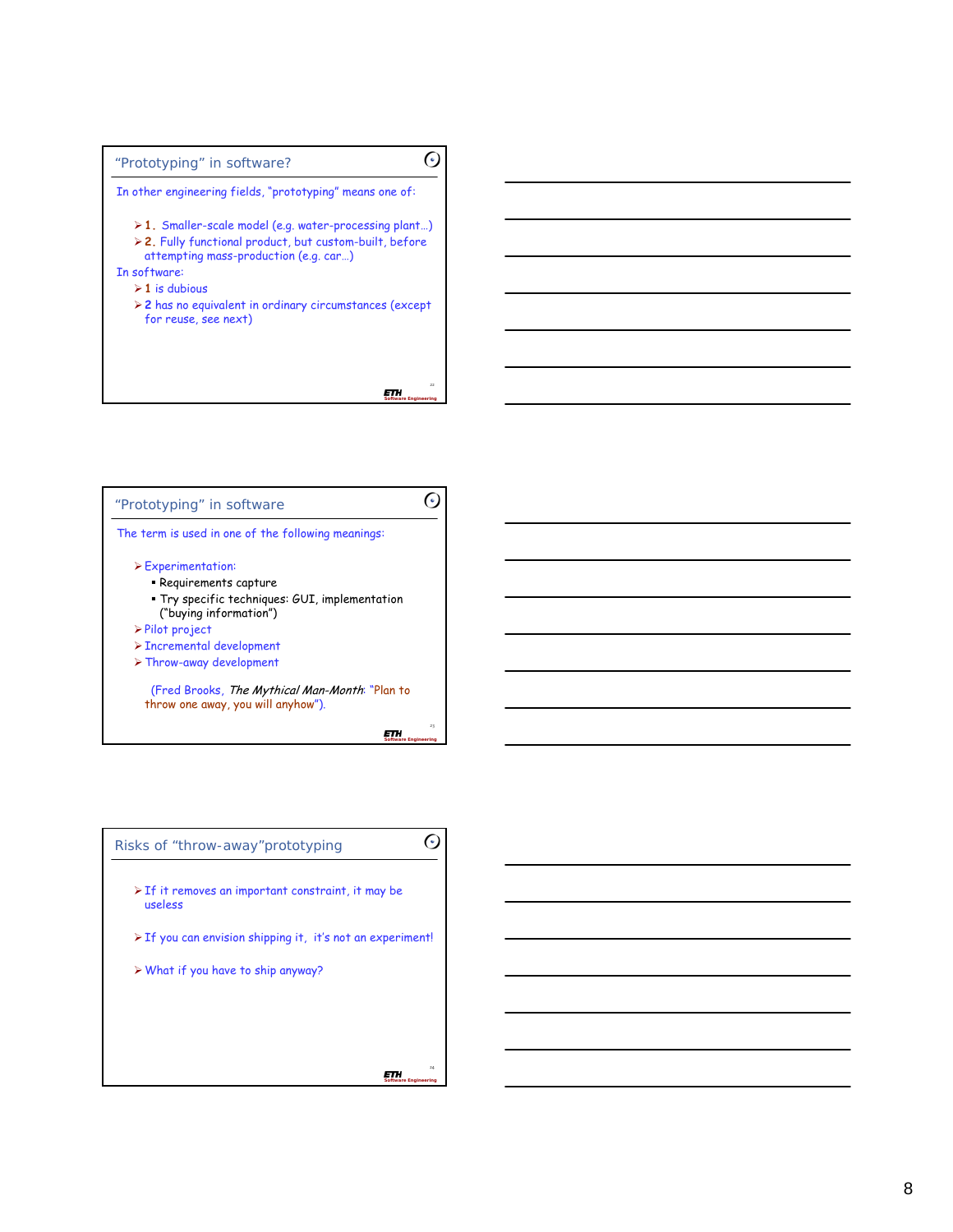## "Prototyping" in software?

In other engineering fields, "prototyping" means one of:

- **1.** Smaller-scale model (e.g. water-processing plant…)
- **2.** Fully functional product, but custom-built, before attempting mass-production (e.g. car…)

In software:

- 1 is dubious
- 2 has no equivalent in ordinary circumstances (except for reuse, see next)

## "Prototyping" in software

The term is used in one of the following meanings:

- Experimentation:
  - Requirements capture
  - Try specific techniques: GUI, implementation ("buying information")
- Pilot project
- Incremental development
- Throw-away development

(Fred Brooks, *The Mythical Man-Month*: "Plan to throw one away, you will anyhow").

## Risks of "throw-away"prototyping

- If it removes an important constraint, it may be useless
- If you can envision shipping it, it's not an experiment!
- What if you have to ship anyway?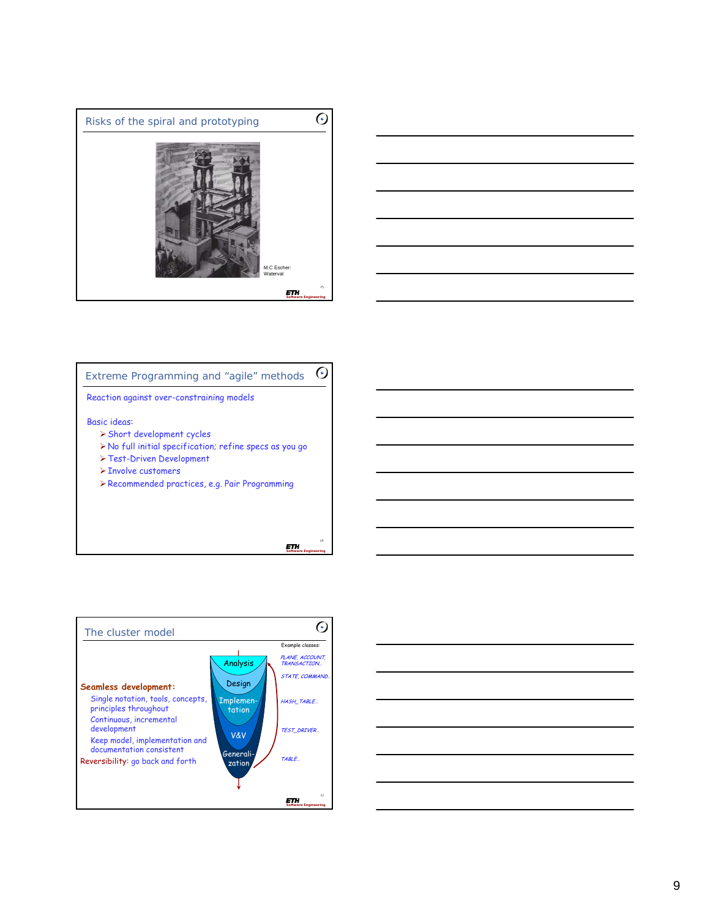## Risks of the spiral and prototyping

M.C Escher: Waterval

## Extreme Programming and "agile" methods

Reaction against over-constraining models

Basic ideas:

- Short development cycles
- No full initial specification; refine specs as you go
- Test-Driven Development
- Involve customers
- Recommended practices, e.g. Pair Programming

## The cluster model

**Seamless development:**

- Single notation, tools, concepts, principles throughout
- Continuous, incremental development
- Keep model, implementation and documentation consistent

Reversibility: go back and forth

Analysis

Design

Implementation

V&V

Generalization

Example classes:

*PLANE, ACCOUNT, TRANSACTION...*

*STATE, COMMAND...*

*HASH_TABLE...*

*TEST_DRIVER...*

*TABLE...*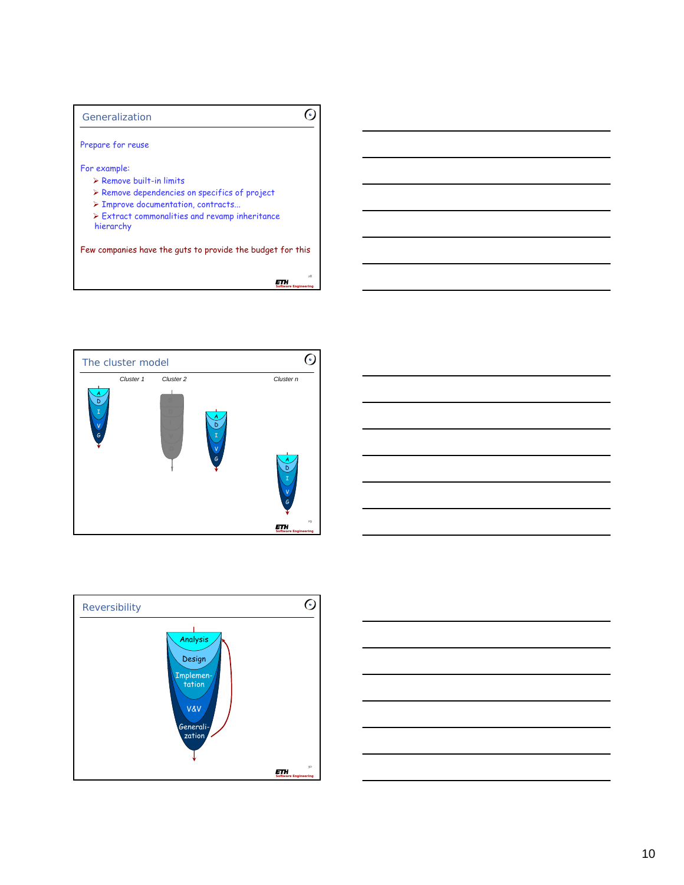## Generalization

Prepare for reuse

For example:

- Remove built-in limits
- Remove dependencies on specifics of project
- Improve documentation, contracts...
- Extract commonalities and revamp inheritance hierarchy

Few companies have the guts to provide the budget for this

## The cluster model

Cluster 1 | Cluster 2 | Cluster n

## Reversibility

Analysis

Design

Implementation

V&V

Generalization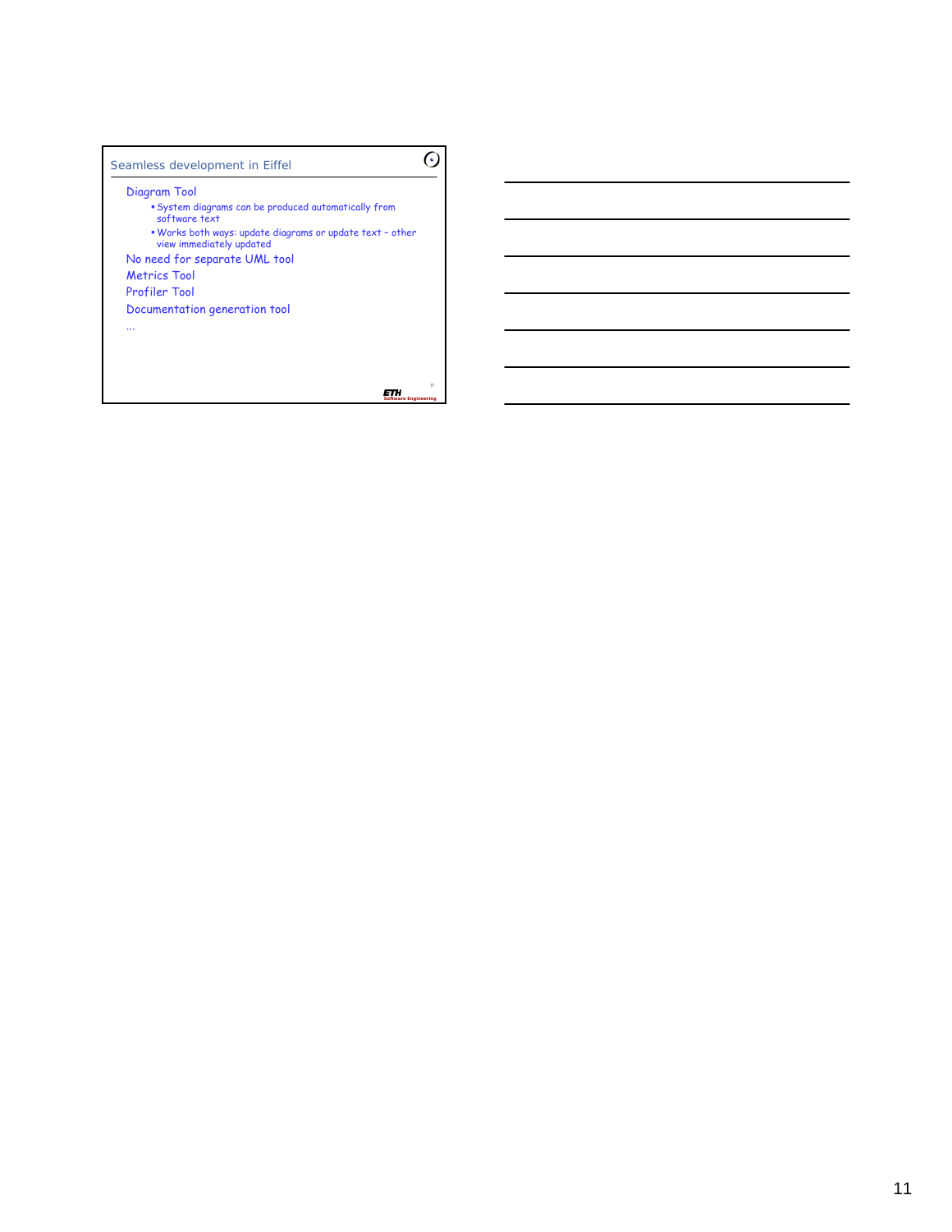## Seamless development in Eiffel

- Diagram Tool
  - System diagrams can be produced automatically from software text
  - Works both ways: update diagrams or update text – other view immediately updated
- No need for separate UML tool
- Metrics Tool
- Profiler Tool
- Documentation generation tool
- ...